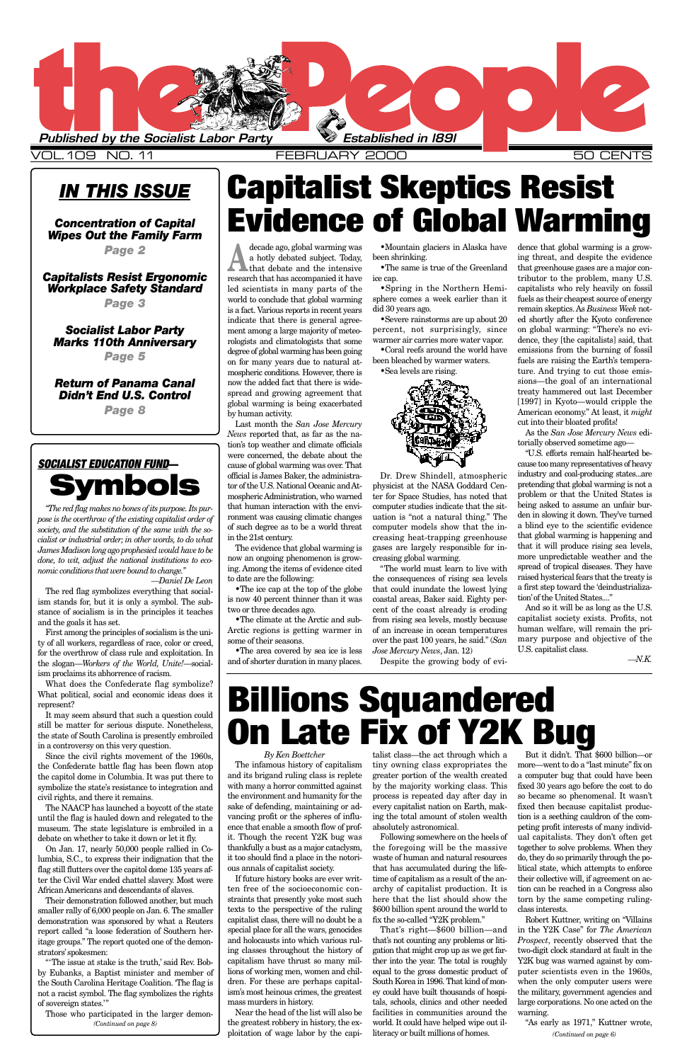# the People

*Published by the Socialist Labor Party* — *Established in 1891*

VOL. 109 NO. 11 — FEBRUARY 2000 — 50 CENTS

## IN THIS ISSUE

**Concentration of Capital Wipes Out the Family Farm** — Page 2

**Capitalists Resist Ergonomic Workplace Safety Standard** — Page 3

**Socialist Labor Party Marks 110th Anniversary** — Page 5

**Return of Panama Canal Didn't End U.S. Control** — Page 8

# Capitalist Skeptics Resist Evidence of Global Warming

A decade ago, global warming was a hotly debated subject. Today, that debate and the intensive research that has accompanied it have led scientists in many parts of the world to conclude that global warming is a fact. Various reports in recent years indicate that there is general agreement among a large majority of meteorologists and climatologists that some degree of global warming has been going on for many years due to natural atmospheric conditions. However, there is now the added fact that there is widespread and growing agreement that global warming is being exacerbated by human activity.

Last month the *San Jose Mercury News* reported that, as far as the nation's top weather and climate officials were concerned, the debate about the cause of global warming was over. That official is James Baker, the administrator of the U.S. National Oceanic and Atmospheric Administration, who warned that human interaction with the environment was causing climatic changes of such degree as to be a world threat in the 21st century.

The evidence that global warming is now an ongoing phenomenon is growing. Among the items of evidence cited to date are the following:

- The ice cap at the top of the globe is now 40 percent thinner than it was two or three decades ago.
- The climate at the Arctic and sub-Arctic regions is getting warmer in some of their seasons.
- The area covered by sea ice is less and of shorter duration in many places.
- Mountain glaciers in Alaska have been shrinking.
- The same is true of the Greenland ice cap.
- Spring in the Northern Hemisphere comes a week earlier than it did 30 years ago.
- Severe rainstorms are up about 20 percent, not surprisingly, since warmer air carries more water vapor.
- Coral reefs around the world have been bleached by warmer waters.
- Sea levels are rising.

Dr. Drew Shindell, atmospheric physicist at the NASA Goddard Center for Space Studies, has noted that computer studies indicate that the situation is "not a natural thing." The computer models show that the increasing heat-trapping greenhouse gases are largely responsible for increasing global warming.

"The world must learn to live with the consequences of rising sea levels that could inundate the lowest lying coastal areas, Baker said. Eighty percent of the coast already is eroding from rising sea levels, mostly because of an increase in ocean temperatures over the past 100 years, he said." (*San Jose Mercury News*, Jan. 12)

Despite the growing body of evidence that global warming is a growing threat, and despite the evidence that greenhouse gases are a major contributor to the problem, many U.S. capitalists who rely heavily on fossil fuels as their cheapest source of energy remain skeptics. As *Business Week* noted shortly after the Kyoto conference on global warming: "There's no evidence, they [the capitalists] said, that emissions from the burning of fossil fuels are raising the Earth's temperature. And trying to cut those emissions—the goal of an international treaty hammered out last December [1997] in Kyoto—would cripple the American economy." At least, it *might* cut into their bloated profits!

As the *San Jose Mercury News* editorially observed sometime ago—

"U.S. efforts remain half-hearted because too many representatives of heavy industry and coal-producing states...are pretending that global warming is not a problem or that the United States is being asked to assume an unfair burden in slowing it down. They've turned a blind eye to the scientific evidence that global warming is happening and that it will produce rising sea levels, more unpredictable weather and the spread of tropical diseases. They have raised hysterical fears that the treaty is a first step toward the 'deindustrialization' of the United States...."

And so it will be as long as the U.S. capitalist society exists. Profits, not human welfare, will remain the primary purpose and objective of the U.S. capitalist class.

—*N.K.*

## SOCIALIST EDUCATION FUND—Symbols

*"The red flag makes no bones of its purpose. Its purpose is the overthrow of the existing capitalist order of society, and the substitution of the same with the socialist or industrial order; in other words, to do what James Madison long ago prophesied would have to be done, to wit, adjust the national institutions to economic conditions that were bound to change."*
—Daniel De Leon

The red flag symbolizes everything that socialism stands for, but it is only a symbol. The substance of socialism is in the principles it teaches and the goals it has set.

First among the principles of socialism is the unity of all workers, regardless of race, color or creed, for the overthrow of class rule and exploitation. In the slogan—*Workers of the World, Unite!*—socialism proclaims its abhorrence of racism.

What does the Confederate flag symbolize? What political, social and economic ideas does it represent?

It may seem absurd that such a question could still be matter for serious dispute. Nonetheless, the state of South Carolina is presently embroiled in a controversy on this very question.

Since the civil rights movement of the 1960s, the Confederate battle flag has been flown atop the capitol dome in Columbia. It was put there to symbolize the state's resistance to integration and civil rights, and there it remains.

The NAACP has launched a boycott of the state until the flag is hauled down and relegated to the museum. The state legislature is embroiled in a debate on whether to take it down or let it fly.

On Jan. 17, nearly 50,000 people rallied in Columbia, S.C., to express their indignation that the flag still flutters over the capitol dome 135 years after the Civil War ended chattel slavery. Most were African Americans and descendants of slaves.

Their demonstration followed another, but much smaller rally of 6,000 people on Jan. 6. The smaller demonstration was sponsored by what a Reuters report called "a loose federation of Southern heritage groups." The report quoted one of the demonstrators' spokesmen:

"'The issue at stake is the truth,' said Rev. Bobby Eubanks, a Baptist minister and member of the South Carolina Heritage Coalition. 'The flag is not a racist symbol. The flag symbolizes the rights of sovereign states.'"

Those who participated in the larger demon-

*(Continued on page 8)*

# Billions Squandered On Late Fix of Y2K Bug

*By Ken Boettcher*

The infamous history of capitalism and its brigand ruling class is replete with many a horror committed against the environment and humanity for the sake of defending, maintaining or advancing profit or the spheres of influence that enable a smooth flow of profit. Though the recent Y2K bug was thankfully a bust as a major cataclysm, it too should find a place in the notorious annals of capitalist society.

If future history books are ever written free of the socioeconomic constraints that presently yoke most such texts to the perspective of the ruling capitalist class, there will no doubt be a special place for all the wars, genocides and holocausts into which various ruling classes throughout the history of capitalism have thrust so many millions of working men, women and children. For these are perhaps capitalism's most heinous crimes, the greatest mass murders in history.

Near the head of the list will also be the greatest robbery in history, the exploitation of wage labor by the capitalist class—the act through which a tiny owning class expropriates the greater portion of the wealth created by the majority working class. This process is repeated day after day in every capitalist nation on Earth, making the total amount of stolen wealth absolutely astronomical.

Following somewhere on the heels of the foregoing will be the massive waste of human and natural resources that has accumulated during the lifetime of capitalism as a result of the anarchy of capitalist production. It is here that the list should show the $600 billion spent around the world to fix the so-called "Y2K problem."

That's right—$600 billion—and that's not counting any problems or litigation that might crop up as we get farther into the year. The total is roughly equal to the gross domestic product of South Korea in 1996. That kind of money could have built thousands of hospitals, schools, clinics and other needed facilities in communities around the world. It could have helped wipe out illiteracy or built millions of homes.

But it didn't. That $600 billion—or more—went to do a "last minute" fix on a computer bug that could have been fixed 30 years ago before the cost to do so became so phenomenal. It wasn't fixed then because capitalist production is a seething cauldron of the competing profit interests of many individual capitalists. They don't often get together to solve problems. When they do, they do so primarily through the political state, which attempts to enforce their collective will, if agreement on action can be reached in a Congress also torn by the same competing ruling-class interests.

Robert Kuttner, writing on "Villains in the Y2K Case" for *The American Prospect*, recently observed that the two-digit clock standard at fault in the Y2K bug was warned against by computer scientists even in the 1960s, when the only computer users were the military, government agencies and large corporations. No one acted on the warning.

"As early as 1971," Kuttner wrote,

*(Continued on page 6)*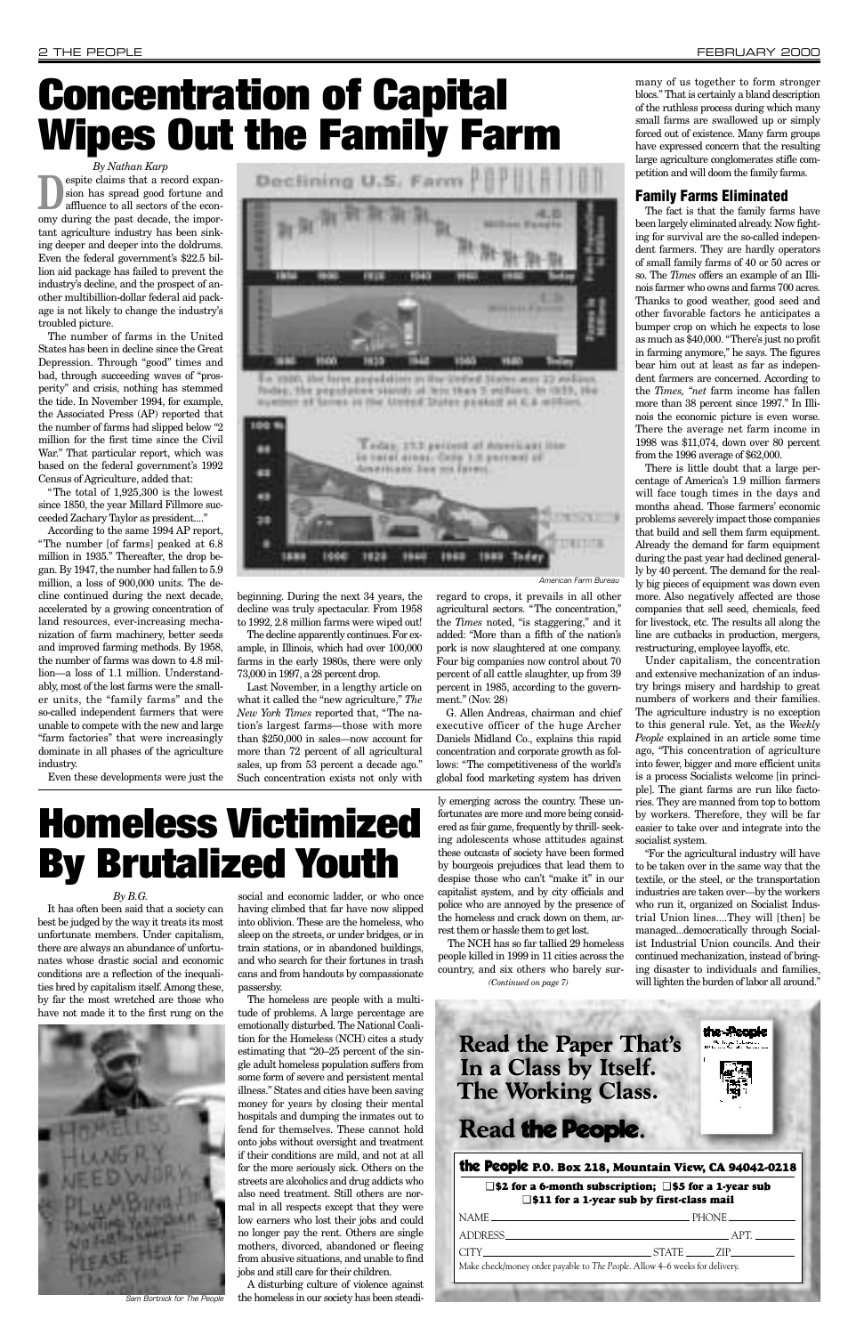# Concentration of Capital Wipes Out the Family Farm

*By Nathan Karp*

Despite claims that a record expansion has spread good fortune and affluence to all sectors of the economy during the past decade, the important agriculture industry has been sinking deeper and deeper into the doldrums. Even the federal government's $22.5 billion aid package has failed to prevent the industry's decline, and the prospect of another multibillion-dollar federal aid package is not likely to change the industry's troubled picture.

The number of farms in the United States has been in decline since the Great Depression. Through "good" times and bad, through succeeding waves of "prosperity" and crisis, nothing has stemmed the tide. In November 1994, for example, the Associated Press (AP) reported that the number of farms had slipped below "2 million for the first time since the Civil War." That particular report, which was based on the federal government's 1992 Census of Agriculture, added that:

"The total of 1,925,300 is the lowest since 1850, the year Millard Fillmore succeeded Zachary Taylor as president...."

According to the same 1994 AP report, "The number [of farms] peaked at 6.8 million in 1935." Thereafter, the drop began. By 1947, the number had fallen to 5.9 million, a loss of 900,000 units. The decline continued during the next decade, accelerated by a growing concentration of land resources, ever-increasing mechanization of farm machinery, better seeds and improved farming methods. By 1958, the number of farms was down to 4.8 million—a loss of 1.1 million. Understandably, most of the lost farms were the smaller units, the "family farms" and the so-called independent farmers that were unable to compete with the new and large "farm factories" that were increasingly dominate in all phases of the agriculture industry.

Even these developments were just the beginning. During the next 34 years, the decline was truly spectacular. From 1958 to 1992, 2.8 million farms were wiped out!

The decline apparently continues. For example, in Illinois, which had over 100,000 farms in the early 1980s, there were only 73,000 in 1997, a 28 percent drop.

Last November, in a lengthy article on what it called the "new agriculture," *The New York Times* reported that, "The nation's largest farms—those with more than $250,000 in sales—now account for more than 72 percent of all agricultural sales, up from 53 percent a decade ago." Such concentration exists not only with regard to crops, it prevails in all other agricultural sectors. "The concentration," the *Times* noted, "is staggering," and it added: "More than a fifth of the nation's pork is now slaughtered at one company. Four big companies now control about 70 percent of all cattle slaughter, up from 39 percent in 1985, according to the government." (Nov. 28)

G. Allen Andreas, chairman and chief executive officer of the huge Archer Daniels Midland Co., explains this rapid concentration and corporate growth as follows: "The competitiveness of the world's global food marketing system has driven many of us together to form stronger blocs." That is certainly a bland description of the ruthless process during which many small farms are swallowed up or simply forced out of existence. Many farm groups have expressed concern that the resulting large agriculture conglomerates stifle competition and will doom the family farms.

Declining U.S. Farm Population

American Farm Bureau

## Family Farms Eliminated

The fact is that the family farms have been largely eliminated already. Now fighting for survival are the so-called independent farmers. They are hardly operators of small family farms of 40 or 50 acres or so. The *Times* offers an example of an Illinois farmer who owns and farms 700 acres. Thanks to good weather, good seed and other favorable factors he anticipates a bumper crop on which he expects to lose as much as $40,000. "There's just no profit in farming anymore," he says. The figures bear him out at least as far as independent farmers are concerned. According to the *Times, "net* farm income has fallen more than 38 percent since 1997." In Illinois the economic picture is even worse. There the average net farm income in 1998 was $11,074, down over 80 percent from the 1996 average of $62,000.

There is little doubt that a large percentage of America's 1.9 million farmers will face tough times in the days and months ahead. Those farmers' economic problems severely impact those companies that build and sell them farm equipment. Already the demand for farm equipment during the past year had declined generally by 40 percent. The demand for the really big pieces of equipment was down even more. Also negatively affected are those companies that sell seed, chemicals, feed for livestock, etc. The results all along the line are cutbacks in production, mergers, restructuring, employee layoffs, etc.

Under capitalism, the concentration and extensive mechanization of an industry brings misery and hardship to great numbers of workers and their families. The agriculture industry is no exception to this general rule. Yet, as the *Weekly People* explained in an article some time ago, "This concentration of agriculture into fewer, bigger and more efficient units is a process Socialists welcome [in principle]. The giant farms are run like factories. They are manned from top to bottom by workers. Therefore, they will be far easier to take over and integrate into the socialist system.

"For the agricultural industry will have to be taken over in the same way that the textile, or the steel, or the transportation industries are taken over—by the workers who run it, organized on Socialist Industrial Union lines....They will [then] be managed...democratically through Socialist Industrial Union councils. And their continued mechanization, instead of bringing disaster to individuals and families, will lighten the burden of labor all around."

# Homeless Victimized By Brutalized Youth

*By B.G.*

It has often been said that a society can best be judged by the way it treats its most unfortunate members. Under capitalism, there are always an abundance of unfortunates whose drastic social and economic conditions are a reflection of the inequalities bred by capitalism itself. Among these, by far the most wretched are those who have not made it to the first rung on the social and economic ladder, or who once having climbed that far have now slipped into oblivion. These are the homeless, who sleep on the streets, or under bridges, or in train stations, or in abandoned buildings, and who search for their fortunes in trash cans and from handouts by compassionate passersby.

The homeless are people with a multitude of problems. A large percentage are emotionally disturbed. The National Coalition for the Homeless (NCH) cites a study estimating that "20–25 percent of the single adult homeless population suffers from some form of severe and persistent mental illness." States and cities have been saving money for years by closing their mental hospitals and dumping the inmates out to fend for themselves. These cannot hold onto jobs without oversight and treatment if their conditions are mild, and not at all for the more seriously sick. Others on the streets are alcoholics and drug addicts who also need treatment. Still others are normal in all respects except that they were low earners who lost their jobs and could no longer pay the rent. Others are single mothers, divorced, abandoned or fleeing from abusive situations, and unable to find jobs and still care for their children.

A disturbing culture of violence against the homeless in our society has been steadily emerging across the country. These unfortunates are more and more being considered as fair game, frequently by thrill-seeking adolescents whose attitudes against these outcasts of society have been formed by bourgeois prejudices that lead them to despise those who can't "make it" in our capitalist system, and by city officials and police who are annoyed by the presence of the homeless and crack down on them, arrest them or hassle them to get lost.

The NCH has so far tallied 29 homeless people killed in 1999 in 11 cities across the country, and six others who barely sur-

*(Continued on page 7)*

Sam Bortnick for The People

**Read the Paper That's In a Class by Itself. The Working Class.**

**Read the People.**

**the People P.O. Box 218, Mountain View, CA 94042-0218**

❑ $2 for a 6-month subscription; ❑ $5 for a 1-year sub
❑ $11 for a 1-year sub by first-class mail

NAME ____________ PHONE ________

ADDRESS ____________ APT. ______

CITY ____________ STATE ______ ZIP ______

Make check/money order payable to *The People*. Allow 4–6 weeks for delivery.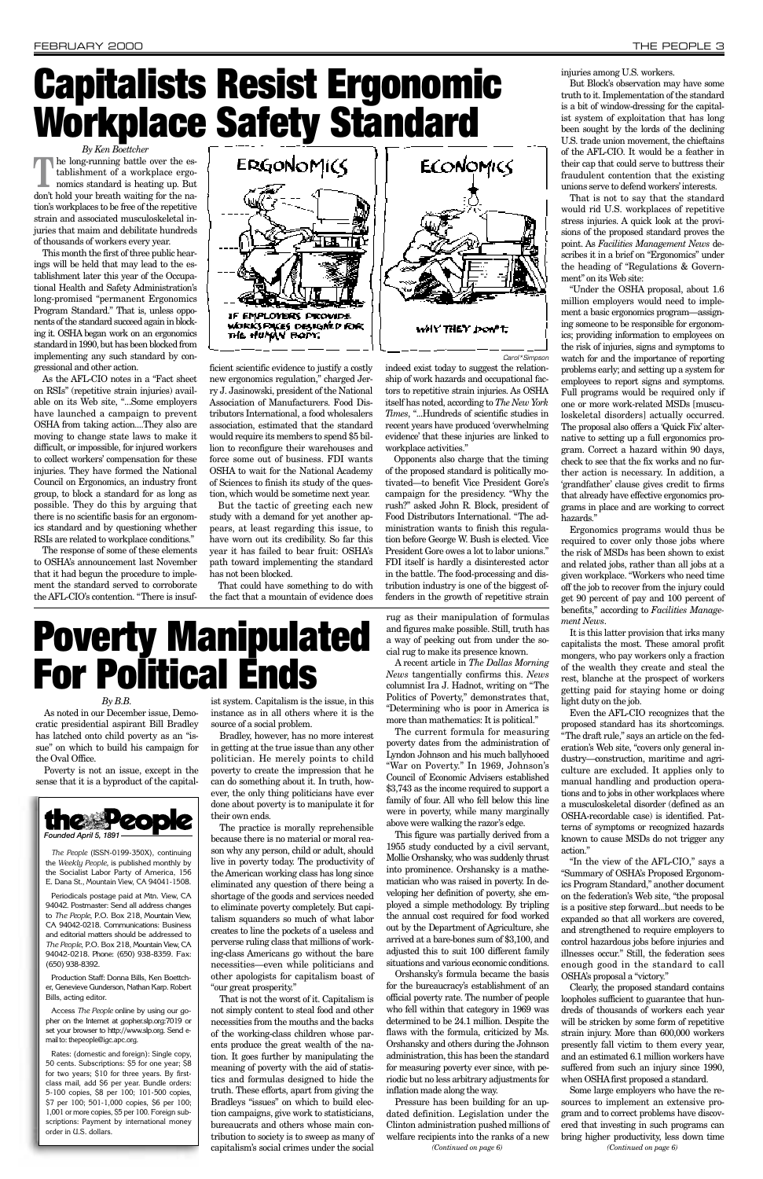# Capitalists Resist Ergonomic Workplace Safety Standard

*By Ken Boettcher*

The long-running battle over the establishment of a workplace ergonomics standard is heating up. But don't hold your breath waiting for the nation's workplaces to be free of the repetitive strain and associated musculoskeletal injuries that maim and debilitate hundreds of thousands of workers every year.

This month the first of three public hearings will be held that may lead to the establishment later this year of the Occupational Health and Safety Administration's long-promised "permanent Ergonomics Program Standard." That is, unless opponents of the standard succeed again in blocking it. OSHA began work on an ergonomics standard in 1990, but has been blocked from implementing any such standard by congressional and other action.

As the AFL-CIO notes in a "Fact sheet on RSIs" (repetitive strain injuries) available on its Web site, "...Some employers have launched a campaign to prevent OSHA from taking action....They also are moving to change state laws to make it difficult, or impossible, for injured workers to collect workers' compensation for these injuries. They have formed the National Council on Ergonomics, an industry front group, to block a standard for as long as possible. They do this by arguing that there is no scientific basis for an ergonomics standard and by questioning whether RSIs are related to workplace conditions."

The response of some of these elements to OSHA's announcement last November that it had begun the procedure to implement the standard served to corroborate the AFL-CIO's contention. "There is insufficient scientific evidence to justify a costly new ergonomics regulation," charged Jerry J. Jasinowski, president of the National Association of Manufacturers. Food Distributors International, a food wholesalers association, estimated that the standard would require its members to spend $5 billion to reconfigure their warehouses and force some out of business. FDI wants OSHA to wait for the National Academy of Sciences to finish its study of the question, which would be sometime next year.

But the tactic of greeting each new study with a demand for yet another appears, at least regarding this issue, to have worn out its credibility. So far this year it has failed to bear fruit: OSHA's path toward implementing the standard has not been blocked.

That could have something to do with the fact that a mountain of evidence does indeed exist today to suggest the relationship of work hazards and occupational factors to repetitive strain injuries. As OSHA itself has noted, according to *The New York Times*, "...Hundreds of scientific studies in recent years have produced 'overwhelming evidence' that these injuries are linked to workplace activities."

Opponents also charge that the timing of the proposed standard is politically motivated—to benefit Vice President Gore's campaign for the presidency. "Why the rush?" asked John R. Block, president of Food Distributors International. "The administration wants to finish this regulation before George W. Bush is elected. Vice President Gore owes a lot to labor unions." FDI itself is hardly a disinterested actor in the battle. The food-processing and distribution industry is one of the biggest offenders in the growth of repetitive strain injuries among U.S. workers.

But Block's observation may have some truth to it. Implementation of the standard is a bit of window-dressing for the capitalist system of exploitation that has long been sought by the lords of the declining U.S. trade union movement, the chieftains of the AFL-CIO. It would be a feather in their cap that could serve to buttress their fraudulent contention that the existing unions serve to defend workers' interests.

That is not to say that the standard would rid U.S. workplaces of repetitive stress injuries. A quick look at the provisions of the proposed standard proves the point. As *Facilities Management News* describes it in a brief on "Ergonomics" under the heading of "Regulations & Government" on its Web site:

"Under the OSHA proposal, about 1.6 million employers would need to implement a basic ergonomics program—assigning someone to be responsible for ergonomics; providing information to employees on the risk of injuries, signs and symptoms to watch for and the importance of reporting problems early; and setting up a system for employees to report signs and symptoms. Full programs would be required only if one or more work-related MSDs [musculoskeletal disorders] actually occurred. The proposal also offers a 'Quick Fix' alternative to setting up a full ergonomics program. Correct a hazard within 90 days, check to see that the fix works and no further action is necessary. In addition, a 'grandfather' clause gives credit to firms that already have effective ergonomics programs in place and are working to correct hazards."

Ergonomics programs would thus be required to cover only those jobs where the risk of MSDs has been shown to exist and related jobs, rather than all jobs at a given workplace. "Workers who need time off the job to recover from the injury could get 90 percent of pay and 100 percent of benefits," according to *Facilities Management News*.

It is this latter provision that irks many capitalists the most. These amoral profit mongers, who pay workers only a fraction of the wealth they create and steal the rest, blanche at the prospect of workers getting paid for staying home or doing light duty on the job.

Even the AFL-CIO recognizes that the proposed standard has its shortcomings. "The draft rule," says an article on the federation's Web site, "covers only general industry—construction, maritime and agriculture are excluded. It applies only to manual handling and production operations and to jobs in other workplaces where a musculoskeletal disorder (defined as an OSHA-recordable case) is identified. Patterns of symptoms or recognized hazards known to cause MSDs do not trigger any action."

"In the view of the AFL-CIO," says a "Summary of OSHA's Proposed Ergonomics Program Standard," another document on the federation's Web site, "the proposal is a positive step forward...but needs to be expanded so that all workers are covered, and strengthened to require employers to control hazardous jobs before injuries and illnesses occur." Still, the federation sees enough good in the standard to call OSHA's proposal a "victory."

Clearly, the proposed standard contains loopholes sufficient to guarantee that hundreds of thousands of workers each year will be stricken by some form of repetitive strain injury. More than 600,000 workers presently fall victim to them every year, and an estimated 6.1 million workers have suffered from such an injury since 1990, when OSHA first proposed a standard.

Some large employers who have the resources to implement an extensive program and to correct problems have discovered that investing in such programs can bring higher productivity, less down time

*(Continued on page 6)*

ERGONOMICS — IF EMPLOYERS PROVIDE WORKSPACES DESIGNED FOR THE HUMAN BODY.

ECONOMICS — WHY THEY DON'T.

*Carol\*Simpson*

# Poverty Manipulated For Political Ends

*By B.B.*

As noted in our December issue, Democratic presidential aspirant Bill Bradley has latched onto child poverty as an "issue" on which to build his campaign for the Oval Office.

Poverty is not an issue, except in the sense that it is a byproduct of the capitalist system. Capitalism is the issue, in this instance as in all others where it is the source of a social problem.

Bradley, however, has no more interest in getting at the true issue than any other politician. He merely points to child poverty to create the impression that he can do something about it. In truth, however, the only thing politicians have ever done about poverty is to manipulate it for their own ends.

The practice is morally reprehensible because there is no material or moral reason why any person, child or adult, should live in poverty today. The productivity of the American working class has long since eliminated any question of there being a shortage of the goods and services needed to eliminate poverty completely. But capitalism squanders so much of what labor creates to line the pockets of a useless and perverse ruling class that millions of working-class Americans go without the bare necessities—even while politicians and other apologists for capitalism boast of "our great prosperity."

That is not the worst of it. Capitalism is not simply content to steal food and other necessities from the mouths and the backs of the working-class children whose parents produce the great wealth of the nation. It goes further by manipulating the meaning of poverty with the aid of statistics and formulas designed to hide the truth. These efforts, apart from giving the Bradleys "issues" on which to build election campaigns, give work to statisticians, bureaucrats and others whose main contribution to society is to sweep as many of capitalism's social crimes under the social rug as their manipulation of formulas and figures make possible. Still, truth has a way of peeking out from under the social rug to make its presence known.

A recent article in *The Dallas Morning News* tangentially confirms this. *News* columnist Ira J. Hadnot, writing on "The Politics of Poverty," demonstrates that, "Determining who is poor in America is more than mathematics: It is political."

The current formula for measuring poverty dates from the administration of Lyndon Johnson and his much ballyhooed "War on Poverty." In 1969, Johnson's Council of Economic Advisers established $3,743 as the income required to support a family of four. All who fell below this line were in poverty, while many marginally above were walking the razor's edge.

This figure was partially derived from a 1955 study conducted by a civil servant, Mollie Orshansky, who was suddenly thrust into prominence. Orshansky is a mathematician who was raised in poverty. In developing her definition of poverty, she employed a simple methodology. By tripling the annual cost required for food worked out by the Department of Agriculture, she arrived at a bare-bones sum of $3,100, and adjusted this to suit 100 different family situations and various economic conditions.

Orshansky's formula became the basis for the bureaucracy's establishment of an official poverty rate. The number of people who fell within that category in 1969 was determined to be 24.1 million. Despite the flaws with the formula, criticized by Ms. Orshansky and others during the Johnson administration, this has been the standard for measuring poverty ever since, with periodic but no less arbitrary adjustments for inflation made along the way.

Pressure has been building for an updated definition. Legislation under the Clinton administration pushed millions of welfare recipients into the ranks of a new

*(Continued on page 6)*

---

**the People**
*Founded April 5, 1891*

*The People* (ISSN-0199-350X), continuing the *Weekly People*, is published monthly by the Socialist Labor Party of America, 156 E. Dana St., Mountain View, CA 94041-1508.

Periodicals postage paid at Mtn. View, CA 94042. Postmaster: Send all address changes to *The People*, P.O. Box 218, Mountain View, CA 94042-0218. Communications: Business and editorial matters should be addressed to *The People*, P.O. Box 218, Mountain View, CA 94042-0218. Phone: (650) 938-8359. Fax: (650) 938-8392.

Production Staff: Donna Bills, Ken Boettcher, Genevieve Gunderson, Nathan Karp. Robert Bills, acting editor.

Access *The People* online by using our gopher on the Internet at gopher.slp.org:7019 or set your browser to http://www.slp.org. Send e-mail to: thepeople@igc.apc.org.

Rates: (domestic and foreign): Single copy, 50 cents. Subscriptions: $5 for one year; $8 for two years; $10 for three years. By first-class mail, add $6 per year. Bundle orders: 5-100 copies, $8 per 100; 101-500 copies, $7 per 100; 501-1,000 copies, $6 per 100; 1,001 or more copies, $5 per 100. Foreign subscriptions: Payment by international money order in U.S. dollars.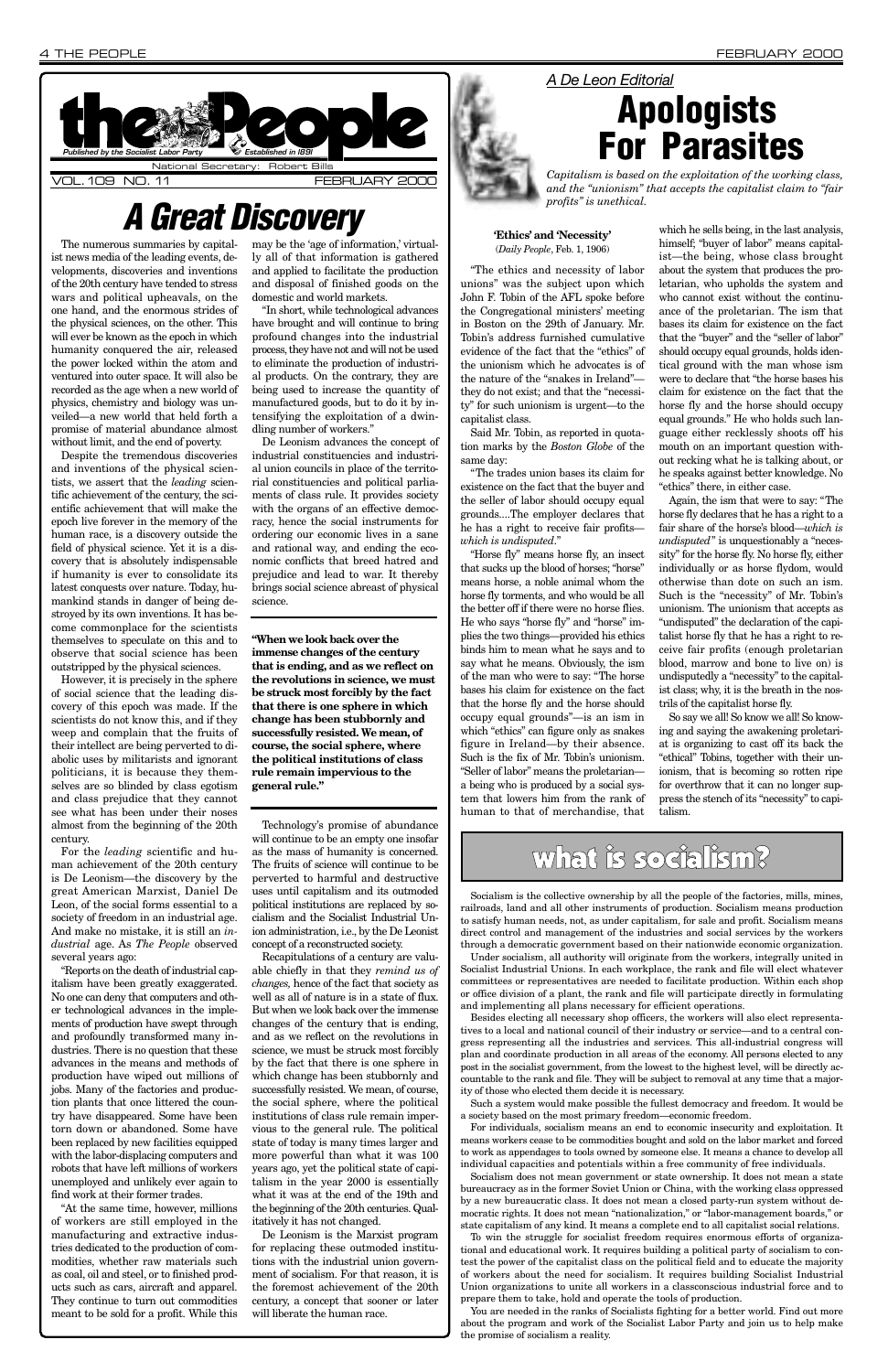# the People

*Published by the Socialist Labor Party* — *Established in 1891*

National Secretary: Robert Bills

VOL. 109 NO. 11 — FEBRUARY 2000

# A Great Discovery

The numerous summaries by capitalist news media of the leading events, developments, discoveries and inventions of the 20th century have tended to stress wars and political upheavals, on the one hand, and the enormous strides of the physical sciences, on the other. This will ever be known as the epoch in which humanity conquered the air, released the power locked within the atom and ventured into outer space. It will also be recorded as the age when a new world of physics, chemistry and biology was unveiled—a new world that held forth a promise of material abundance almost without limit, and the end of poverty.

Despite the tremendous discoveries and inventions of the physical scientists, we assert that the *leading* scientific achievement of the century, the scientific achievement that will make the epoch live forever in the memory of the human race, is a discovery outside the field of physical science. Yet it is a discovery that is absolutely indispensable if humanity is ever to consolidate its latest conquests over nature. Today, humankind stands in danger of being destroyed by its own inventions. It has become commonplace for the scientists themselves to speculate on this and to observe that social science has been outstripped by the physical sciences.

However, it is precisely in the sphere of social science that the leading discovery of this epoch was made. If the scientists do not know this, and if they weep and complain that the fruits of their intellect are being perverted to diabolic uses by militarists and ignorant politicians, it is because they themselves are so blinded by class egotism and class prejudice that they cannot see what has been under their noses almost from the beginning of the 20th century.

For the *leading* scientific and human achievement of the 20th century is De Leonism—the discovery by the great American Marxist, Daniel De Leon, of the social forms essential to a society of freedom in an industrial age. And make no mistake, it is still an *industrial* age. As *The People* observed several years ago:

"Reports on the death of industrial capitalism have been greatly exaggerated. No one can deny that computers and other technological advances in the implements of production have swept through and profoundly transformed many industries. There is no question that these advances in the means and methods of production have wiped out millions of jobs. Many of the factories and production plants that once littered the country have disappeared. Some have been torn down or abandoned. Some have been replaced by new facilities equipped with the labor-displacing computers and robots that have left millions of workers unemployed and unlikely ever again to find work at their former trades.

"At the same time, however, millions of workers are still employed in the manufacturing and extractive industries dedicated to the production of commodities, whether raw materials such as coal, oil and steel, or to finished products such as cars, aircraft and apparel. They continue to turn out commodities meant to be sold for a profit. While this may be the 'age of information,' virtually all of that information is gathered and applied to facilitate the production and disposal of finished goods on the domestic and world markets.

"In short, while technological advances have brought and will continue to bring profound changes into the industrial process, they have not and will not be used to eliminate the production of industrial products. On the contrary, they are being used to increase the quantity of manufactured goods, but to do it by intensifying the exploitation of a dwindling number of workers."

De Leonism advances the concept of industrial constituencies and industrial union councils in place of the territorial constituencies and political parliaments of class rule. It provides society with the organs of an effective democracy, hence the social instruments for ordering our economic lives in a sane and rational way, and ending the economic conflicts that breed hatred and prejudice and lead to war. It thereby brings social science abreast of physical science.

**"When we look back over the immense changes of the century that is ending, and as we reflect on the revolutions in science, we must be struck most forcibly by the fact that there is one sphere in which change has been stubbornly and successfully resisted. We mean, of course, the social sphere, where the political institutions of class rule remain impervious to the general rule."**

Technology's promise of abundance will continue to be an empty one insofar as the mass of humanity is concerned. The fruits of science will continue to be perverted to harmful and destructive uses until capitalism and its outmoded political institutions are replaced by socialism and the Socialist Industrial Union administration, i.e., by the De Leonist concept of a reconstructed society.

Recapitulations of a century are valuable chiefly in that they *remind us of changes*, hence of the fact that society as well as all of nature is in a state of flux. But when we look back over the immense changes of the century that is ending, and as we reflect on the revolutions in science, we must be struck most forcibly by the fact that there is one sphere in which change has been stubbornly and successfully resisted. We mean, of course, the social sphere, where the political institutions of class rule remain impervious to the general rule. The political state of today is many times larger and more powerful than what it was 100 years ago, yet the political state of capitalism in the year 2000 is essentially what it was at the end of the 19th and the beginning of the 20th centuries. Qualitatively it has not changed.

De Leonism is the Marxist program for replacing these outmoded institutions with the industrial union government of socialism. For that reason, it is the foremost achievement of the 20th century, a concept that sooner or later will liberate the human race.

*A De Leon Editorial*

# Apologists For Parasites

*Capitalism is based on the exploitation of the working class, and the "unionism" that accepts the capitalist claim to "fair profits" is unethical.*

**'Ethics' and 'Necessity'**
(*Daily People*, Feb. 1, 1906)

"The ethics and necessity of labor unions" was the subject upon which John F. Tobin of the AFL spoke before the Congregational ministers' meeting in Boston on the 29th of January. Mr. Tobin's address furnished cumulative evidence of the fact that the "ethics" of the unionism which he advocates is of the nature of the "snakes in Ireland"—they do not exist; and that the "necessity" for such unionism is urgent—to the capitalist class.

Said Mr. Tobin, as reported in quotation marks by the *Boston Globe* of the same day:

"The trades union bases its claim for existence on the fact that the buyer and the seller of labor should occupy equal grounds....The employer declares that he has a right to receive fair profits—*which is undisputed*."

"Horse fly" means horse fly, an insect that sucks up the blood of horses; "horse" means horse, a noble animal whom the horse fly torments, and who would be all the better off if there were no horse flies. He who says "horse fly" and "horse" implies the two things—provided his ethics binds him to mean what he says and to say what he means. Obviously, the ism of the man who were to say: "The horse bases his claim for existence on the fact that the horse fly and the horse should occupy equal grounds"—is an ism in which "ethics" can figure only as snakes figure in Ireland—by their absence. Such is the fix of Mr. Tobin's unionism. "Seller of labor" means the proletarian—a being who is produced by a social system that lowers him from the rank of human to that of merchandise, that which he sells being, in the last analysis, himself; "buyer of labor" means capitalist—the being, whose class brought about the system that produces the proletarian, who upholds the system and who cannot exist without the continuance of the proletarian. The ism that bases its claim for existence on the fact that the "buyer" and the "seller of labor" should occupy equal grounds, holds identical ground with the man whose ism were to declare that "the horse bases his claim for existence on the fact that the horse fly and the horse should occupy equal grounds." He who holds such language either recklessly shoots off his mouth on an important question without recking what he is talking about, or he speaks against better knowledge. No "ethics" there, in either case.

Again, the ism that were to say: "The horse fly declares that he has a right to a fair share of the horse's blood—*which is undisputed*" is unquestionably a "necessity" for the horse fly. No horse fly, either individually or as horse flydom, would otherwise than dote on such an ism. Such is the "necessity" of Mr. Tobin's unionism. The unionism that accepts as "undisputed" the declaration of the capitalist horse fly that he has a right to receive fair profits (enough proletarian blood, marrow and bone to live on) is undisputedly a "necessity" to the capitalist class; why, it is the breath in the nostrils of the capitalist horse fly.

So say we all! So know we all! So knowing and saying the awakening proletariat is organizing to cast off its back the "ethical" Tobins, together with their unionism, that is becoming so rotten ripe for overthrow that it can no longer suppress the stench of its "necessity" to capitalism.

# what is socialism?

Socialism is the collective ownership by all the people of the factories, mills, mines, railroads, land and all other instruments of production. Socialism means production to satisfy human needs, not, as under capitalism, for sale and profit. Socialism means direct control and management of the industries and social services by the workers through a democratic government based on their nationwide economic organization.

Under socialism, all authority will originate from the workers, integrally united in Socialist Industrial Unions. In each workplace, the rank and file will elect whatever committees or representatives are needed to facilitate production. Within each shop or office division of a plant, the rank and file will participate directly in formulating and implementing all plans necessary for efficient operations.

Besides electing all necessary shop officers, the workers will also elect representatives to a local and national council of their industry or service—and to a central congress representing all the industries and services. This all-industrial congress will plan and coordinate production in all areas of the economy. All persons elected to any post in the socialist government, from the lowest to the highest level, will be directly accountable to the rank and file. They will be subject to removal at any time that a majority of those who elected them decide it is necessary.

Such a system would make possible the fullest democracy and freedom. It would be a society based on the most primary freedom—economic freedom.

For individuals, socialism means an end to economic insecurity and exploitation. It means workers cease to be commodities bought and sold on the labor market and forced to work as appendages to tools owned by someone else. It means a chance to develop all individual capacities and potentials within a free community of free individuals.

Socialism does not mean government or state ownership. It does not mean a state bureaucracy as in the former Soviet Union or China, with the working class oppressed by a new bureaucratic class. It does not mean a closed party-run system without democratic rights. It does not mean "nationalization," or "labor-management boards," or state capitalism of any kind. It means a complete end to all capitalist social relations.

To win the struggle for socialist freedom requires enormous efforts of organizational and educational work. It requires building a political party of socialism to contest the power of the capitalist class on the political field and to educate the majority of workers about the need for socialism. It requires building Socialist Industrial Union organizations to unite all workers in a classconscious industrial force and to prepare them to take, hold and operate the tools of production.

You are needed in the ranks of Socialists fighting for a better world. Find out more about the program and work of the Socialist Labor Party and join us to help make the promise of socialism a reality.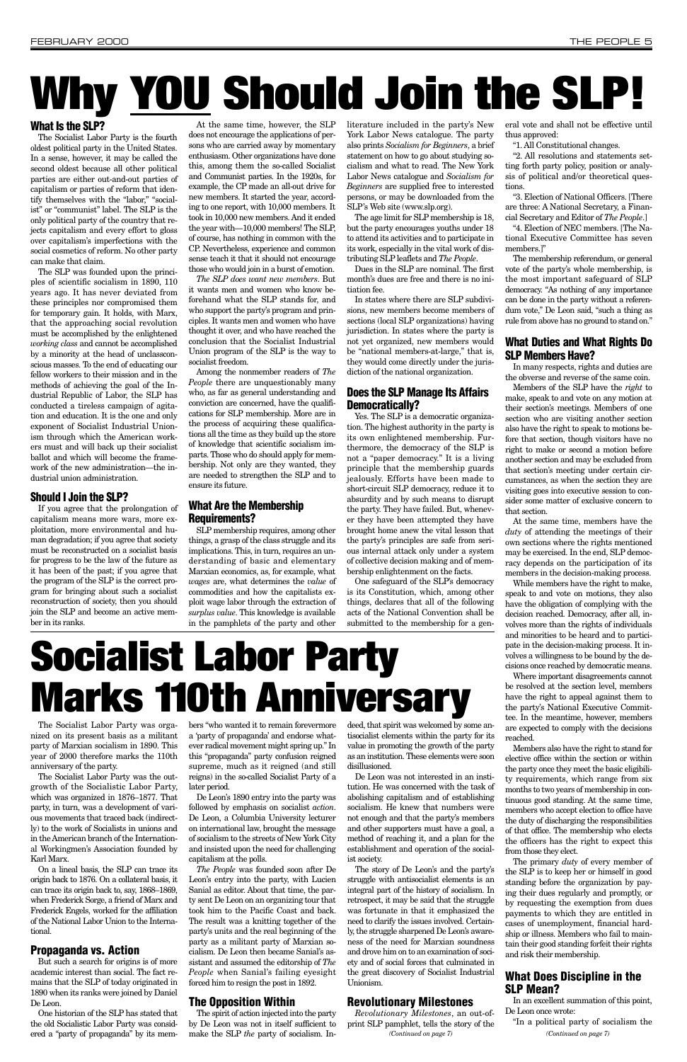# Why YOU Should Join the SLP!

### What Is the SLP?

The Socialist Labor Party is the fourth oldest political party in the United States. In a sense, however, it is called the second oldest because all other political parties are either out-and-out parties of capitalism or parties of reform that identify themselves with the "labor," "socialist" or "communist" label. The SLP is the only political party of the country that rejects capitalism and every effort to gloss over capitalism's imperfections with the social cosmetics of reform. No other party can make that claim.

The SLP was founded upon the principles of scientific socialism in 1890, 110 years ago. It has never deviated from these principles nor compromised them for temporary gain. It holds, with Marx, that the approaching social revolution must be accomplished by the enlightened *working class* and cannot be accomplished by a minority at the head of unclassconscious masses. To the end of educating our fellow workers to their mission and in the methods of achieving the goal of the Industrial Republic of Labor, the SLP has conducted a tireless campaign of agitation and education. It is the one and only exponent of Socialist Industrial Unionism through which the American workers must and will back up their socialist ballot and which will become the framework of the new administration—the industrial union administration.

### Should I Join the SLP?

If you agree that the prolongation of capitalism means more wars, more exploitation, more environmental and human degradation; if you agree that society must be reconstructed on a socialist basis for progress to be the law of the future as it has been of the past; if you agree that the program of the SLP is the correct program for bringing about such a socialist reconstruction of society, then you should join the SLP and become an active member in its ranks.

At the same time, however, the SLP does not encourage the applications of persons who are carried away by momentary enthusiasm. Other organizations have done this, among them the so-called Socialist and Communist parties. In the 1920s, for example, the CP made an all-out drive for new members. It started the year, according to one report, with 10,000 members. It took in 10,000 new members. And it ended the year with—10,000 members! The SLP, of course, has nothing in common with the CP. Nevertheless, experience and common sense teach it that it should not encourage those who would join in a burst of emotion.

*The SLP does want new members*. But it wants men and women who know beforehand what the SLP stands for, and who support the party's program and principles. It wants men and women who have thought it over, and who have reached the conclusion that the Socialist Industrial Union program of the SLP is the way to socialist freedom.

Among the nonmember readers of *The People* there are unquestionably many who, as far as general understanding and conviction are concerned, have the qualifications for SLP membership. More are in the process of acquiring these qualifications all the time as they build up the store of knowledge that scientific socialism imparts. Those who do should apply for membership. Not only are they wanted, they are needed to strengthen the SLP and to ensure its future.

### What Are the Membership Requirements?

SLP membership requires, among other things, a grasp of the class struggle and its implications. This, in turn, requires an understanding of basic and elementary Marxian economics, as, for example, what *wages* are, what determines the *value* of commodities and how the capitalists exploit wage labor through the extraction of *surplus value*. This knowledge is available in the pamphlets of the party and other literature included in the party's New York Labor News catalogue. The party also prints *Socialism for Beginners*, a brief statement on how to go about studying socialism and what to read. The New York Labor News catalogue and *Socialism for Beginners* are supplied free to interested persons, or may be downloaded from the SLP's Web site (www.slp.org).

The age limit for SLP membership is 18, but the party encourages youths under 18 to attend its activities and to participate in its work, especially in the vital work of distributing SLP leaflets and *The People*.

Dues in the SLP are nominal. The first month's dues are free and there is no initiation fee.

In states where there are SLP subdivisions, new members become members of sections (local SLP organizations) having jurisdiction. In states where the party is not yet organized, new members would be "national members-at-large," that is, they would come directly under the jurisdiction of the national organization.

### Does the SLP Manage Its Affairs Democratically?

Yes. The SLP is a democratic organization. The highest authority in the party is its own enlightened membership. Furthermore, the democracy of the SLP is not a "paper democracy." It is a living principle that the membership guards jealously. Efforts have been made to short-circuit SLP democracy, reduce it to absurdity and by such means to disrupt the party. They have failed. But, whenever they have been attempted they have brought home anew the vital lesson that the party's principles are safe from serious internal attack only under a system of collective decision making and of membership enlightenment on the facts.

One safeguard of the SLP's democracy is its Constitution, which, among other things, declares that all of the following acts of the National Convention shall be submitted to the membership for a general vote and shall not be effective until thus approved:

"1. All Constitutional changes.

"2. All resolutions and statements setting forth party policy, position or analysis of political and/or theoretical questions.

"3. Election of National Officers. [There are three: A National Secretary, a Financial Secretary and Editor of *The People*.]

"4. Election of NEC members. [The National Executive Committee has seven members.]"

The membership referendum, or general vote of the party's whole membership, is the most important safeguard of SLP democracy. "As nothing of any importance can be done in the party without a referendum vote," De Leon said, "such a thing as rule from above has no ground to stand on."

### What Duties and What Rights Do SLP Members Have?

In many respects, rights and duties are the obverse and reverse of the same coin.

Members of the SLP have the *right* to make, speak to and vote on any motion at their section's meetings. Members of one section who are visiting another section also have the right to speak to motions before that section, though visitors have no right to make or second a motion before another section and may be excluded from that section's meeting under certain circumstances, as when the section they are visiting goes into executive session to consider some matter of exclusive concern to that section.

At the same time, members have the *duty* of attending the meetings of their own sections where the rights mentioned may be exercised. In the end, SLP democracy depends on the participation of its members in the decision-making process.

While members have the right to make, speak to and vote on motions, they also have the obligation of complying with the decision reached. Democracy, after all, involves more than the rights of individuals and minorities to be heard and to participate in the decision-making process. It involves a willingness to be bound by the decisions once reached by democratic means.

Where important disagreements cannot be resolved at the section level, members have the right to appeal against them to the party's National Executive Committee. In the meantime, however, members are expected to comply with the decisions reached.

Members also have the right to stand for elective office within the section or within the party once they meet the basic eligibility requirements, which range from six months to two years of membership in continuous good standing. At the same time, members who accept election to office have the duty of discharging the responsibilities of that office. The membership who elects the officers has the right to expect this from those they elect.

The primary *duty* of every member of the SLP is to keep her or himself in good standing before the organization by paying their dues regularly and promptly, or by requesting the exemption from dues payments to which they are entitled in cases of unemployment, financial hardship or illness. Members who fail to maintain their good standing forfeit their rights and risk their membership.

### What Does Discipline in the SLP Mean?

In an excellent summation of this point, De Leon once wrote:

"In a political party of socialism the

*(Continued on page 7)*

# Socialist Labor Party Marks 110th Anniversary

The Socialist Labor Party was organized on its present basis as a militant party of Marxian socialism in 1890. This year of 2000 therefore marks the 110th anniversary of the party.

The Socialist Labor Party was the outgrowth of the Socialistic Labor Party, which was organized in 1876–1877. That party, in turn, was a development of various movements that traced back (indirectly) to the work of Socialists in unions and in the American branch of the International Workingmen's Association founded by Karl Marx.

On a lineal basis, the SLP can trace its origin back to 1876. On a collateral basis, it can trace its origin back to, say, 1868–1869, when Frederick Sorge, a friend of Marx and Frederick Engels, worked for the affiliation of the National Labor Union to the International.

### Propaganda vs. Action

But such a search for origins is of more academic interest than social. The fact remains that the SLP of today originated in 1890 when its ranks were joined by Daniel De Leon.

One historian of the SLP has stated that the old Socialistic Labor Party was considered a "party of propaganda" by its members "who wanted it to remain forevermore a 'party of propaganda' and endorse whatever radical movement might spring up." In this "propaganda" party confusion reigned supreme, much as it reigned (and still reigns) in the so-called Socialist Party of a later period.

De Leon's 1890 entry into the party was followed by emphasis on socialist *action*. De Leon, a Columbia University lecturer on international law, brought the message of socialism to the streets of New York City and insisted upon the need for challenging capitalism at the polls.

*The People* was founded soon after De Leon's entry into the party, with Lucien Sanial as editor. About that time, the party sent De Leon on an organizing tour that took him to the Pacific Coast and back. The result was a knitting together of the party's units and the real beginning of the party as a militant party of Marxian socialism. De Leon then became Sanial's assistant and assumed the editorship of *The People* when Sanial's failing eyesight forced him to resign the post in 1892.

### The Opposition Within

The spirit of action injected into the party by De Leon was not in itself sufficient to make the SLP *the* party of socialism. Indeed, that spirit was welcomed by some antisocialist elements within the party for its value in promoting the growth of the party as an institution. These elements were soon disillusioned.

De Leon was not interested in an institution. He was concerned with the task of abolishing capitalism and of establishing socialism. He knew that numbers were not enough and that the party's members and other supporters must have a goal, a method of reaching it, and a plan for the establishment and operation of the socialist society.

The story of De Leon's and the party's struggle with antisocialist elements is an integral part of the history of socialism. In retrospect, it may be said that the struggle was fortunate in that it emphasized the need to clarify the issues involved. Certainly, the struggle sharpened De Leon's awareness of the need for Marxian soundness and drove him on to an examination of society and of social forces that culminated in the great discovery of Socialist Industrial Unionism.

### Revolutionary Milestones

*Revolutionary Milestones*, an out-of-print SLP pamphlet, tells the story of the

*(Continued on page 7)*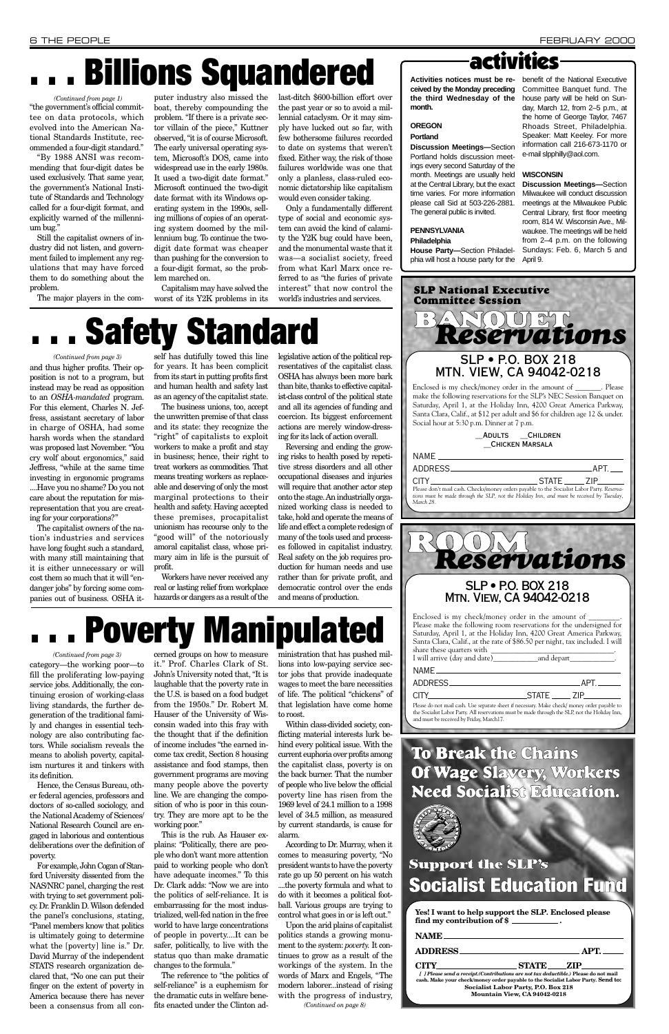# . . . Billions Squandered

*(Continued from page 1)*

"the government's official committee on data protocols, which evolved into the American National Standards Institute, recommended a four-digit standard."

"By 1988 ANSI was recommending that four-digit dates be used exclusively. That same year, the government's National Institute of Standards and Technology called for a four-digit format, and explicitly warned of the millennium bug."

Still the capitalist owners of industry did not listen, and government failed to implement any regulations that may have forced them to do something about the problem.

The major players in the computer industry also missed the boat, thereby compounding the problem. "If there is a private sector villain of the piece," Kuttner observed, "it is of course Microsoft. The early universal operating system, Microsoft's DOS, came into widespread use in the early 1980s. It used a two-digit date format." Microsoft continued the two-digit date format with its Windows operating system in the 1990s, selling millions of copies of an operating system doomed by the millennium bug. To continue the two-digit date format was cheaper than pushing for the conversion to a four-digit format, so the problem marched on.

Capitalism may have solved the worst of its Y2K problems in its last-ditch $600-billion effort over the past year or so to avoid a millennial cataclysm. Or it may simply have lucked out so far, with few bothersome failures recorded to date on systems that weren't fixed. Either way, the risk of those failures worldwide was one that only a planless, class-ruled economic dictatorship like capitalism would even consider taking.

Only a fundamentally different type of social and economic system can avoid the kind of calamity the Y2K bug could have been, and the monumental waste that it was—a socialist society, freed from what Karl Marx once referred to as "the furies of private interest" that now control the world's industries and services.

# . . . Safety Standard

*(Continued from page 3)*

and thus higher profits. Their opposition is not to a program, but instead may be read as opposition to an *OSHA-mandated* program. For this element, Charles N. Jeffress, assistant secretary of labor in charge of OSHA, had some harsh words when the standard was proposed last November. "You cry wolf about ergonomics," said Jeffress, "while at the same time investing in ergonomic programs ....Have you no shame? Do you not care about the reputation for misrepresentation that you are creating for your corporations?"

The capitalist owners of the nation's industries and services have long fought such a standard, with many still maintaining that it is either unnecessary or will cost them so much that it will "endanger jobs" by forcing some companies out of business. OSHA itself has dutifully towed this line for years. It has been complicit from its start in putting profits first and human health and safety last as an agency of the capitalist state.

The business unions, too, accept the unwritten premise of that class and its state: they recognize the "right" of capitalists to exploit workers to make a profit and stay in business; hence, their right to treat workers as commodities. That means treating workers as replaceable and deserving of only the most marginal protections to their health and safety. Having accepted these premises, procapitalist unionism has recourse only to the "good will" of the notoriously amoral capitalist class, whose primary aim in life is the pursuit of profit.

Workers have never received any real or lasting relief from workplace hazards or dangers as a result of the legislative action of the political representatives of the capitalist class. OSHA has always been more bark than bite, thanks to effective capitalist-class control of the political state and all its agencies of funding and coercion. Its biggest enforcement actions are merely window-dressing for its lack of action overall.

Reversing and ending the growing risks to health posed by repetitive stress disorders and all other occupational diseases and injuries will require that another actor step onto the stage. An industrially organized working class is needed to take, hold and operate the means of life and effect a complete redesign of many of the tools used and processes followed in capitalist industry. Real safety on the job requires production for human needs and use rather than for private profit, and democratic control over the ends and means of production.

# . . . Poverty Manipulated

*(Continued from page 3)*

category—the working poor—to fill the proliferating low-paying service jobs. Additionally, the continuing erosion of working-class living standards, the further degeneration of the traditional family and changes in essential technology are also contributing factors. While socialism reveals the means to abolish poverty, capitalism nurtures it and tinkers with its definition.

Hence, the Census Bureau, other federal agencies, professors and doctors of so-called sociology, and the National Academy of Sciences/National Research Council are engaged in laborious and contentious deliberations over the definition of poverty.

For example, John Cogan of Stanford University dissented from the NAS/NRC panel, charging the rest with trying to set government policy. Dr. Franklin D. Wilson defended the panel's conclusions, stating, "Panel members know that politics is ultimately going to determine what the [poverty] line is." Dr. David Murray of the independent STATS research organization declared that, "No one can put their finger on the extent of poverty in America because there has never been a consensus from all concerned groups on how to measure it." Prof. Charles Clark of St. John's University noted that, "It is laughable that the poverty rate in the U.S. is based on a food budget from the 1950s." Dr. Robert M. Hauser of the University of Wisconsin waded into this fray with the thought that if the definition of income includes "the earned income tax credit, Section 8 housing assistance and food stamps, then government programs are moving many people above the poverty line. We are changing the composition of who is poor in this country. They are more apt to be the working poor."

This is the rub. As Hauser explains: "Politically, there are people who don't want more attention paid to working people who don't have adequate incomes." To this Dr. Clark adds: "Now we are into the politics of self-reliance. It is embarrassing for the most industrialized, well-fed nation in the free world to have large concentrations of people in poverty....It can be safer, politically, to live with the status quo than make dramatic changes to the formula."

The reference to "the politics of self-reliance" is a euphemism for the dramatic cuts in welfare benefits enacted under the Clinton administration that has pushed millions into low-paying service sector jobs that provide inadequate wages to meet the bare necessities of life. The political "chickens" of that legislation have come home to roost.

Within class-divided society, conflicting material interests lurk behind every political issue. With the current euphoria over profits among the capitalist class, poverty is on the back burner. That the number of people who live below the official poverty line has risen from the 1969 level of 24.1 million to a 1998 level of 34.5 million, as measured by current standards, is cause for alarm.

According to Dr. Murray, when it comes to measuring poverty, "No president wants to have the poverty rate go up 50 percent on his watch ....the poverty formula and what to do with it becomes a political football. Various groups are trying to control what goes in or is left out."

Upon the arid plains of capitalist politics stands a growing monument to the system: *poverty.* It continues to grow as a result of the workings of the system. In the words of Marx and Engels, "The modern laborer...instead of rising with the progress of industry,

*(Continued on page 8)*

# activities

**Activities notices must be received by the Monday preceding the third Wednesday of the month.**

### OREGON

**Portland**

**Discussion Meetings—**Section Portland holds discussion meetings every second Saturday of the month. Meetings are usually held at the Central Library, but the exact time varies. For more information please call Sid at 503-226-2881. The general public is invited.

### PENNSYLVANIA

**Philadelphia**

**House Party—**Section Philadelphia will host a house party for the benefit of the National Executive Committee Banquet fund. The house party will be held on Sunday, March 12, from 2–5 p.m., at the home of George Taylor, 7467 Rhoads Street, Philadelphia. Speaker: Matt Keeley. For more information call 216-673-1170 or e-mail slpphilly@aol.com.

### WISCONSIN

**Discussion Meetings—**Section Milwaukee will conduct discussion meetings at the Milwaukee Public Central Library, first floor meeting room, 814 W. Wisconsin Ave., Milwaukee. The meetings will be held from 2–4 p.m. on the following Sundays: Feb. 6, March 5 and April 9.

---

**SLP National Executive Committee Session**

## BANQUET Reservations

### SLP • P.O. BOX 218 MTN. VIEW, CA 94042-0218

Enclosed is my check/money order in the amount of ________. Please make the following reservations for the SLP's NEC Session Banquet on Saturday, April 1, at the Holiday Inn, 4200 Great America Parkway, Santa Clara, Calif., at $12 per adult and $6 for children age 12 & under. Social hour at 5:30 p.m. Dinner at 7 p.m.

__ADULTS __CHILDREN
__CHICKEN MARSALA

NAME ________________________________

ADDRESS ________________________ APT. ____

CITY ________________ STATE ____ ZIP ______

Please don't mail cash. Checks/money orders payable to the Socialist Labor Party. Reservations must be made through the SLP, not the Holiday Inn, and must be received by Tuesday, March 28.

---

## ROOM Reservations

### SLP • P.O. BOX 218 MTN. VIEW, CA 94042-0218

Enclosed is my check/money order in the amount of ________. Please make the following room reservations for the undersigned for Saturday, April 1, at the Holiday Inn, 4200 Great America Parkway, Santa Clara, Calif., at the rate of $86.50 per night, tax included. I will share these quarters with ________________________.
I will arrive (day and date)__________and depart__________.

NAME ________________________________

ADDRESS ________________________ APT. ____

CITY ________________ STATE ____ ZIP ______

Please do not mail cash. Use separate sheet if necessary. Make check/ money order payable to the Socialist Labor Party. All reservations must be made through the SLP, not the Holiday Inn, and must be received by Friday, March17.

---

## To Break the Chains Of Wage Slavery, Workers Need Socialist Education.

### Support the SLP's Socialist Education Fund

**Yes! I want to help support the SLP. Enclosed please find my contribution of $ __________ .**

**NAME** ________________________________

**ADDRESS** ________________________ **APT.** ____

**CITY** ________________ **STATE** ____ **ZIP** ______

*( ) Please send a receipt.(Contributions are not tax deductible.)* **Please do not mail cash. Make your check/money order payable to the Socialist Labor Party. Send to: Socialist Labor Party, P.O. Box 218 Mountain View, CA 94042-0218**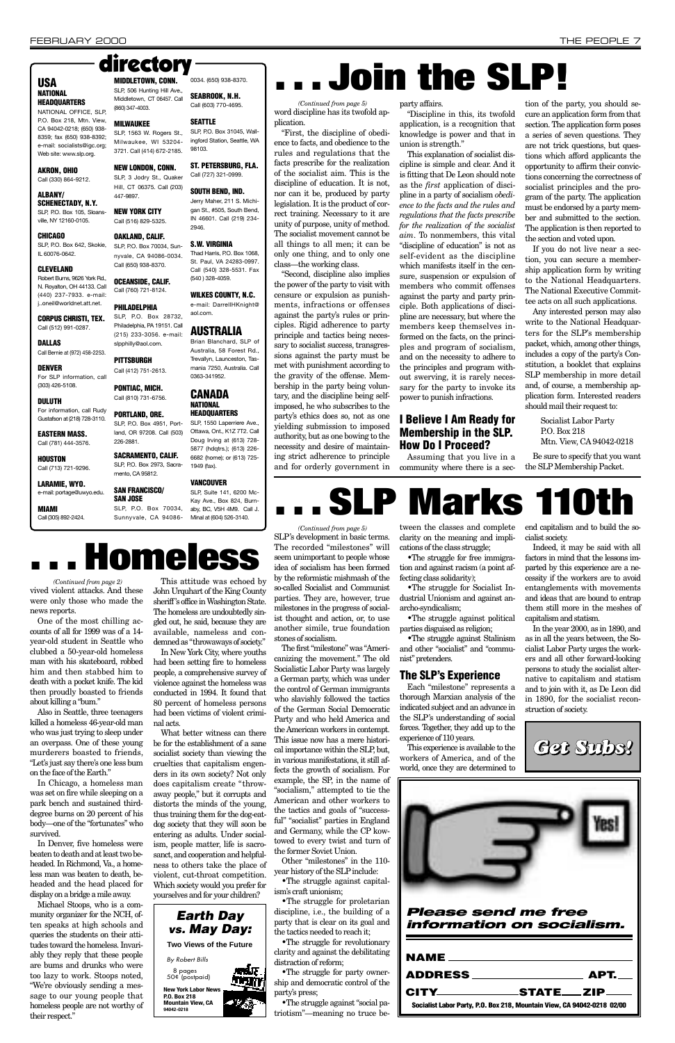# directory

**USA**

**NATIONAL HEADQUARTERS**
NATIONAL OFFICE, SLP, P.O. Box 218, Mtn. View, CA 94042-0218; (650) 938-8359; fax (650) 938-8392; e-mail: socialists@igc.org; Web site: www.slp.org.

**AKRON, OHIO**
Call (330) 864-9212.

**ALBANY/SCHENECTADY, N.Y.**
SLP, P.O. Box 105, Sloansville, NY 12160-0105.

**CHICAGO**
SLP, P.O. Box 642, Skokie, IL 60076-0642.

**CLEVELAND**
Robert Burns, 9626 York Rd., N. Royalton, OH 44133. Call (440) 237-7933. e-mail: j..oneil@worldnet.att.net.

**CORPUS CHRISTI, TEX.**
Call (512) 991-0287.

**DALLAS**
Call Bernie at (972) 458-2253.

**DENVER**
For SLP information, call (303) 426-5108.

**DULUTH**
For information, call Rudy Gustafson at (218) 728-3110.

**EASTERN MASS.**
Call (781) 444-3576.

**HOUSTON**
Call (713) 721-9296.

**LARAMIE, WYO.**
e-mail: portage@uwyo.edu.

**MIAMI**
Call (305) 892-2424.

**MIDDLETOWN, CONN.**
SLP, 506 Hunting Hill Ave., Middletown, CT 06457. Call (860) 347-4003.

**MILWAUKEE**
SLP, 1563 W. Rogers St., Milwaukee, WI 53204-3721. Call (414) 672-2185.

**NEW LONDON, CONN.**
SLP, 3 Jodry St., Quaker Hill, CT 06375. Call (203) 447-9897.

**NEW YORK CITY**
Call (516) 829-5325.

**OAKLAND, CALIF.**
SLP, P.O. Box 70034, Sunnyvale, CA 94086-0034. Call (650) 938-8370.

**OCEANSIDE, CALIF.**
Call (760) 721-8124.

**PHILADELPHIA**
SLP, P.O. Box 28732, Philadelphia, PA 19151. Call (215) 233-3056. e-mail: slpphilly@aol.com.

**PITTSBURGH**
Call (412) 751-2613.

**PONTIAC, MICH.**
Call (810) 731-6756.

**PORTLAND, ORE.**
SLP, P.O. Box 4951, Portland, OR 97208. Call (503) 226-2881.

**SACRAMENTO, CALIF.**
SLP, P.O. Box 2973, Sacramento, CA 95812.

**SAN FRANCISCO/SAN JOSE**
SLP, P.O. Box 70034, Sunnyvale, CA 94086-0034. (650) 938-8370.

**SEABROOK, N.H.**
Call (603) 770-4695.

**SEATTLE**
SLP, P.O. Box 31045, Wallingford Station, Seattle, WA 98103.

**ST. PETERSBURG, FLA.**
Call (727) 321-0999.

**SOUTH BEND, IND.**
Jerry Maher, 211 S. Michigan St., #505, South Bend, IN 46601. Call (219) 234-2946.

**S.W. VIRGINIA**
Thad Harris, P.O. Box 1068, St. Paul, VA 24283-0997. Call (540) 328-5531. Fax (540) 328-4059.

**WILKES COUNTY, N.C.**
e-mail: DarrellHKnight@aol.com.

**AUSTRALIA**
Brian Blanchard, SLP of Australia, 58 Forest Rd., Trevallyn, Launceston, Tasmania 7250, Australia. Call 0363-341952.

**CANADA**

**NATIONAL HEADQUARTERS**
SLP, 1550 Laperriere Ave., Ottawa, Ont., K1Z 7T2. Call Doug Irving at (613) 728-5877 (hdqtrs.); (613) 226-6682 (home); or (613) 725-1949 (fax).

**VANCOUVER**
SLP, Suite 141, 6200 McKay Ave., Box 824, Burnaby, BC, V5H 4M9. Call J. Minal at (604) 526-3140.

# . . . Join the SLP!

*(Continued from page 5)*

word discipline has its twofold application.

"First, the discipline of obedience to facts, and obedience to the rules and regulations that the facts prescribe for the realization of the socialist aim. This is the discipline of education. It is not, nor can it be, produced by party legislation. It is the product of correct training. Necessary to it are unity of purpose, unity of method. The socialist movement cannot be all things to all men; it can be only one thing, and to only one class—the working class.

"Second, discipline also implies the power of the party to visit with censure or expulsion as punishments, infractions or offenses against the party's rules or principles. Rigid adherence to party principle and tactics being necessary to socialist success, transgressions against the party must be met with punishment according to the gravity of the offense. Membership in the party being voluntary, and the discipline being self-imposed, he who subscribes to the party's ethics does so, not as one yielding submission to imposed authority, but as one bowing to the necessity and desire of maintaining strict adherence to principle and for orderly government in party affairs.

"Discipline in this, its twofold application, is a recognition that knowledge is power and that in union is strength."

This explanation of socialist discipline is simple and clear. And it is fitting that De Leon should note as the *first* application of discipline in a party of socialism *obedience to the facts and the rules and regulations that the facts prescribe for the realization of the socialist aim*. To nonmembers, this vital "discipline of education" is not as self-evident as the discipline which manifests itself in the censure, suspension or expulsion of members who commit offenses against the party and party principle. Both applications of discipline are necessary, but where the members keep themselves informed on the facts, on the principles and program of socialism, and on the necessity to adhere to the principles and program without swerving, it is rarely necessary for the party to invoke its power to punish infractions.

### I Believe I Am Ready for Membership in the SLP. How Do I Proceed?

Assuming that you live in a community where there is a section of the party, you should secure an application form from that section. The application form poses a series of seven questions. They are not trick questions, but questions which afford applicants the opportunity to affirm their convictions concerning the correctness of socialist principles and the program of the party. The application must be endorsed by a party member and submitted to the section. The application is then reported to the section and voted upon.

If you do not live near a section, you can secure a membership application form by writing to the National Headquarters. The National Executive Committee acts on all such applications.

Any interested person may also write to the National Headquarters for the SLP's membership packet, which, among other things, includes a copy of the party's Constitution, a booklet that explains SLP membership in more detail and, of course, a membership application form. Interested readers should mail their request to:

Socialist Labor Party
P.O. Box 218
Mtn. View, CA 94042-0218

Be sure to specify that you want the SLP Membership Packet.

# . . . SLP Marks 110th

*(Continued from page 5)*

SLP's development in basic terms. The recorded "milestones" will seem unimportant to people whose idea of socialism has been formed by the reformistic mishmash of the so-called Socialist and Communist parties. They are, however, true milestones in the progress of socialist thought and action, or, to use another simile, true foundation stones of socialism.

The first "milestone" was "Americanizing the movement." The old Socialistic Labor Party was largely a German party, which was under the control of German immigrants who slavishly followed the tactics of the German Social Democratic Party and who held America and the American workers in contempt. This issue now has a mere historical importance within the SLP, but, in various manifestations, it still affects the growth of socialism. For example, the SP, in the name of "socialism," attempted to tie the American and other workers to the tactics and goals of "successful" "socialist" parties in England and Germany, while the CP kowtowed to every twist and turn of the former Soviet Union.

Other "milestones" in the 110-year history of the SLP include:

- The struggle against capitalism's craft unionism;
- The struggle for proletarian discipline, i.e., the building of a party that is clear on its goal and the tactics needed to reach it;
- The struggle for revolutionary clarity and against the debilitating distraction of reform;
- The struggle for party ownership and democratic control of the party's press;
- The struggle against "social patriotism"—meaning no truce between the classes and complete clarity on the meaning and implications of the class struggle;
- The struggle for free immigration and against racism (a point affecting class solidarity);
- The struggle for Socialist Industrial Unionism and against anarcho-syndicalism;
- The struggle against political parties disguised as religion;
- The struggle against Stalinism and other "socialist" and "communist" pretenders.

### The SLP's Experience

Each "milestone" represents a thorough Marxian analysis of the indicated subject and an advance in the SLP's understanding of social forces. Together, they add up to the experience of 110 years.

This experience is available to the workers of America, and of the world, once they are determined to end capitalism and to build the socialist society.

Indeed, it may be said with all factors in mind that the lessons imparted by this experience are a necessity if the workers are to avoid entanglements with movements and ideas that are bound to entrap them still more in the meshes of capitalism and statism.

In the year 2000, as in 1890, and as in all the years between, the Socialist Labor Party urges the workers and all other forward-looking persons to study the socialist alternative to capitalism and statism and to join with it, as De Leon did in 1890, for the socialist reconstruction of society.

# . . . Homeless

*(Continued from page 2)*

vived violent attacks. And these were only those who made the news reports.

One of the most chilling accounts of all for 1999 was of a 14-year-old student in Seattle who clubbed a 50-year-old homeless man with his skateboard, robbed him and then stabbed him to death with a pocket knife. The kid then proudly boasted to friends about killing a "bum."

Also in Seattle, three teenagers killed a homeless 46-year-old man who was just trying to sleep under an overpass. One of these young murderers boasted to friends, "Let's just say there's one less bum on the face of the Earth."

In Chicago, a homeless man was set on fire while sleeping on a park bench and sustained third-degree burns on 20 percent of his body—one of the "fortunates" who survived.

In Denver, five homeless were beaten to death and at least two beheaded. In Richmond, Va., a homeless man was beaten to death, beheaded and the head placed for display on a bridge a mile away.

Michael Stoops, who is a community organizer for the NCH, often speaks at high schools and queries the students on their attitudes toward the homeless. Invariably they reply that these people are bums and drunks who were too lazy to work. Stoops noted, "We're obviously sending a message to our young people that homeless people are not worthy of their respect."

This attitude was echoed by John Urquhart of the King County sheriff's office in Washington State. The homeless are undoubtedly singled out, he said, because they are available, nameless and condemned as "throwaways of society."

In New York City, where youths had been setting fire to homeless people, a comprehensive survey of violence against the homeless was conducted in 1994. It found that 80 percent of homeless persons had been victims of violent criminal acts.

What better witness can there be for the establishment of a sane socialist society than viewing the cruelties that capitalism engenders in its own society? Not only does capitalism create "throwaway people," but it corrupts and distorts the minds of the young, thus training them for the dog-eat-dog society that they will soon be entering as adults. Under socialism, people matter, life is sacrosanct, and cooperation and helpfulness to others take the place of violent, cut-throat competition. Which society would you prefer for yourselves and for your children?

---

***Earth Day vs. May Day:***

**Two Views of the Future**

*By Robert Bills*

8 pages
50¢ (postpaid)

**New York Labor News**
**P.O. Box 218**
**Mountain View, CA 94042-0218**

---

***Get Subs!***

---

Yes!

***Please send me free information on socialism.***

**NAME** ______________________

**ADDRESS** ______________ **APT.** ___

**CITY** __________ **STATE** ___ **ZIP** ___

**Socialist Labor Party, P.O. Box 218, Mountain View, CA 94042-0218 02/00**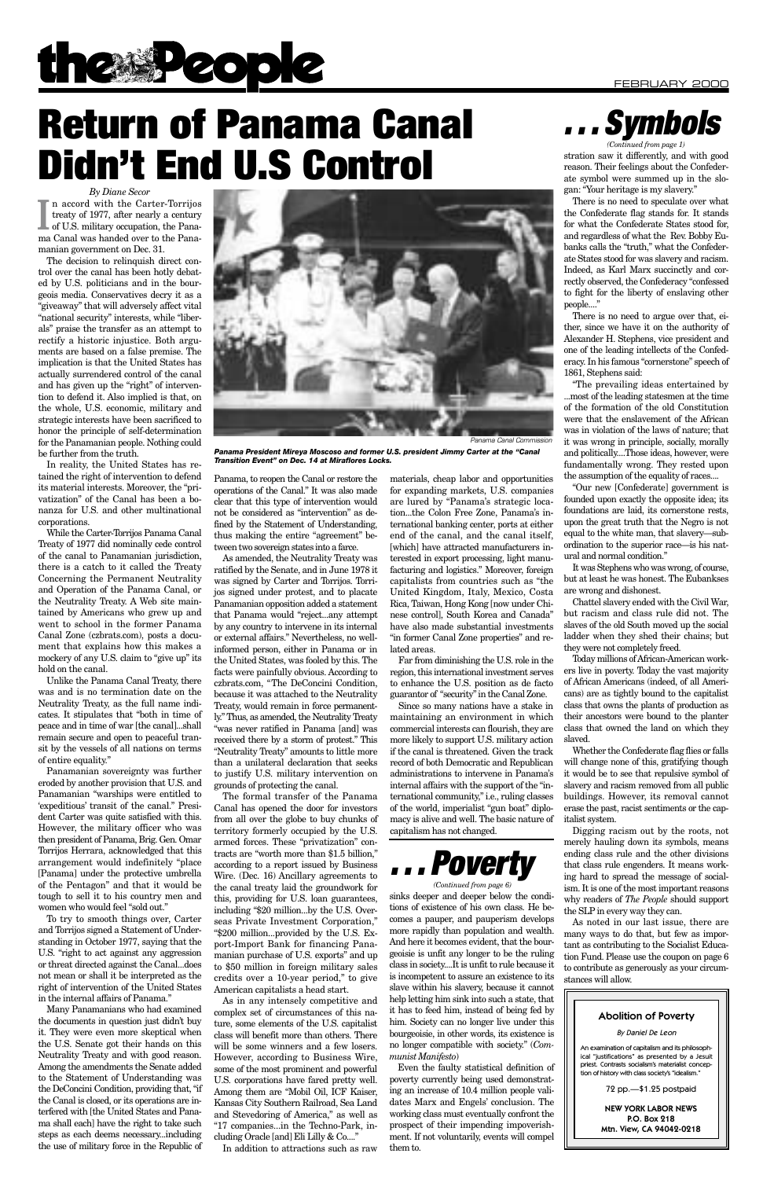# Return of Panama Canal Didn't End U.S Control

*By Diane Secor*

In accord with the Carter-Torrijos treaty of 1977, after nearly a century of U.S. military occupation, the Panama Canal was handed over to the Panamanian government on Dec. 31.

The decision to relinquish direct control over the canal has been hotly debated by U.S. politicians and in the bourgeois media. Conservatives decry it as a "giveaway" that will adversely affect vital "national security" interests, while "liberals" praise the transfer as an attempt to rectify a historic injustice. Both arguments are based on a false premise. The implication is that the United States has actually surrendered control of the canal and has given up the "right" of intervention to defend it. Also implied is that, on the whole, U.S. economic, military and strategic interests have been sacrificed to honor the principle of self-determination for the Panamanian people. Nothing could be further from the truth.

In reality, the United States has retained the right of intervention to defend its material interests. Moreover, the "privatization" of the Canal has been a bonanza for U.S. and other multinational corporations.

While the Carter-Torrijos Panama Canal Treaty of 1977 did nominally cede control of the canal to Panamanian jurisdiction, there is a catch to it called the Treaty Concerning the Permanent Neutrality and Operation of the Panama Canal, or the Neutrality Treaty. A Web site maintained by Americans who grew up and went to school in the former Panama Canal Zone (czbrats.com), posts a document that explains how this makes a mockery of any U.S. claim to "give up" its hold on the canal.

Unlike the Panama Canal Treaty, there was and is no termination date on the Neutrality Treaty, as the full name indicates. It stipulates that "both in time of peace and in time of war [the canal]...shall remain secure and open to peaceful transit by the vessels of all nations on terms of entire equality."

Panamanian sovereignty was further eroded by another provision that U.S. and Panamanian "warships were entitled to 'expeditious' transit of the canal." President Carter was quite satisfied with this. However, the military officer who was then president of Panama, Brig. Gen. Omar Torrijos Herrara, acknowledged that this arrangement would indefinitely "place [Panama] under the protective umbrella of the Pentagon" and that it would be tough to sell it to his country men and women who would feel "sold out."

To try to smooth things over, Carter and Torrijos signed a Statement of Understanding in October 1977, saying that the U.S. "right to act against any aggression or threat directed against the Canal...does not mean or shall it be interpreted as the right of intervention of the United States in the internal affairs of Panama."

Many Panamanians who had examined the documents in question just didn't buy it. They were even more skeptical when the U.S. Senate got their hands on this Neutrality Treaty and with good reason. Among the amendments the Senate added to the Statement of Understanding was the DeConcini Condition, providing that, "if the Canal is closed, or its operations are interfered with [the United States and Panama shall each] have the right to take such steps as each deems necessary...including the use of military force in the Republic of Panama, to reopen the Canal or restore the operations of the Canal." It was also made clear that this type of intervention would not be considered as "intervention" as defined by the Statement of Understanding, thus making the entire "agreement" between two sovereign states into a farce.

Panama Canal Commission

***Panama President Mireya Moscoso and former U.S. president Jimmy Carter at the "Canal Transition Event" on Dec. 14 at Miraflores Locks.***

As amended, the Neutrality Treaty was ratified by the Senate, and in June 1978 it was signed by Carter and Torrijos. Torrijos signed under protest, and to placate Panamanian opposition added a statement that Panama would "reject...any attempt by any country to intervene in its internal or external affairs." Nevertheless, no well-informed person, either in Panama or in the United States, was fooled by this. The facts were painfully obvious. According to czbrats.com, "The DeConcini Condition, because it was attached to the Neutrality Treaty, would remain in force permanently." Thus, as amended, the Neutrality Treaty "was never ratified in Panama [and] was received there by a storm of protest." This "Neutrality Treaty" amounts to little more than a unilateral declaration that seeks to justify U.S. military intervention on grounds of protecting the canal.

The formal transfer of the Panama Canal has opened the door for investors from all over the globe to buy chunks of territory formerly occupied by the U.S. armed forces. These "privatization" contracts are "worth more than $1.5 billion," according to a report issued by Business Wire. (Dec. 16) Ancillary agreements to the canal treaty laid the groundwork for this, providing for U.S. loan guarantees, including "$20 million...by the U.S. Overseas Private Investment Corporation," "$200 million...provided by the U.S. Export-Import Bank for financing Panamanian purchase of U.S. exports" and up to $50 million in foreign military sales credits over a 10-year period," to give American capitalists a head start.

As in any intensely competitive and complex set of circumstances of this nature, some elements of the U.S. capitalist class will benefit more than others. There will be some winners and a few losers. However, according to Business Wire, some of the most prominent and powerful U.S. corporations have fared pretty well. Among them are "Mobil Oil, ICF Kaiser, Kansas City Southern Railroad, Sea Land and Stevedoring of America," as well as "17 companies...in the Techno-Park, including Oracle [and] Eli Lilly & Co...."

In addition to attractions such as raw materials, cheap labor and opportunities for expanding markets, U.S. companies are lured by "Panama's strategic location...the Colon Free Zone, Panama's international banking center, ports at either end of the canal, and the canal itself, [which] have attracted manufacturers interested in export processing, light manufacturing and logistics." Moreover, foreign capitalists from countries such as "the United Kingdom, Italy, Mexico, Costa Rica, Taiwan, Hong Kong [now under Chinese control], South Korea and Canada" have also made substantial investments "in former Canal Zone properties" and related areas.

Far from diminishing the U.S. role in the region, this international investment serves to enhance the U.S. position as de facto guarantor of "security" in the Canal Zone.

Since so many nations have a stake in maintaining an environment in which commercial interests can flourish, they are more likely to support U.S. military action if the canal is threatened. Given the track record of both Democratic and Republican administrations to intervene in Panama's internal affairs with the support of the "international community," i.e., ruling classes of the world, imperialist "gun boat" diplomacy is alive and well. The basic nature of capitalism has not changed.

## . . . Poverty

*(Continued from page 6)*

sinks deeper and deeper below the conditions of existence of his own class. He becomes a pauper, and pauperism develops more rapidly than population and wealth. And here it becomes evident, that the bourgeoisie is unfit any longer to be the ruling class in society....It is unfit to rule because it is incompetent to assure an existence to its slave within his slavery, because it cannot help letting him sink into such a state, that it has to feed him, instead of being fed by him. Society can no longer live under this bourgeoisie, in other words, its existence is no longer compatible with society." (*Communist Manifesto*)

Even the faulty statistical definition of poverty currently being used demonstrating an increase of 10.4 million people validates Marx and Engels' conclusion. The working class must eventually confront the prospect of their impending impoverishment. If not voluntarily, events will compel them to.

## . . . Symbols

*(Continued from page 1)*

stration saw it differently, and with good reason. Their feelings about the Confederate symbol were summed up in the slogan: "Your heritage is my slavery."

There is no need to speculate over what the Confederate flag stands for. It stands for what the Confederate States stood for, and regardless of what the Rev. Bobby Eubanks calls the "truth," what the Confederate States stood for was slavery and racism. Indeed, as Karl Marx succinctly and correctly observed, the Confederacy "confessed to fight for the liberty of enslaving other people...."

There is no need to argue over that, either, since we have it on the authority of Alexander H. Stephens, vice president and one of the leading intellects of the Confederacy. In his famous "cornerstone" speech of 1861, Stephens said:

"The prevailing ideas entertained by ...most of the leading statesmen at the time of the formation of the old Constitution were that the enslavement of the African was in violation of the laws of nature; that it was wrong in principle, socially, morally and politically....Those ideas, however, were fundamentally wrong. They rested upon the assumption of the equality of races....

"Our new [Confederate] government is founded upon exactly the opposite idea; its foundations are laid, its cornerstone rests, upon the great truth that the Negro is not equal to the white man, that slavery—subordination to the superior race—is his natural and normal condition."

It was Stephens who was wrong, of course, but at least he was honest. The Eubankses are wrong and dishonest.

Chattel slavery ended with the Civil War, but racism and class rule did not. The slaves of the old South moved up the social ladder when they shed their chains; but they were not completely freed.

Today millions of African-American workers live in poverty. Today the vast majority of African Americans (indeed, of all Americans) are as tightly bound to the capitalist class that owns the plants of production as their ancestors were bound to the planter class that owned the land on which they slaved.

Whether the Confederate flag flies or falls will change none of this, gratifying though it would be to see that repulsive symbol of slavery and racism removed from all public buildings. However, its removal cannot erase the past, racist sentiments or the capitalist system.

Digging racism out by the roots, not merely hauling down its symbols, means ending class rule and the other divisions that class rule engenders. It means working hard to spread the message of socialism. It is one of the most important reasons why readers of *The People* should support the SLP in every way they can.

As noted in our last issue, there are many ways to do that, but few as important as contributing to the Socialist Education Fund. Please use the coupon on page 6 to contribute as generously as your circumstances will allow.

**Abolition of Poverty**

*By Daniel De Leon*

An examination of capitalism and its philosophical "justifications" as presented by a Jesuit priest. Contrasts socialism's materialist conception of history with class society's "idealism."

72 pp.—$1.25 postpaid

**NEW YORK LABOR NEWS**
**P.O. Box 218**
**Mtn. View, CA 94042-0218**